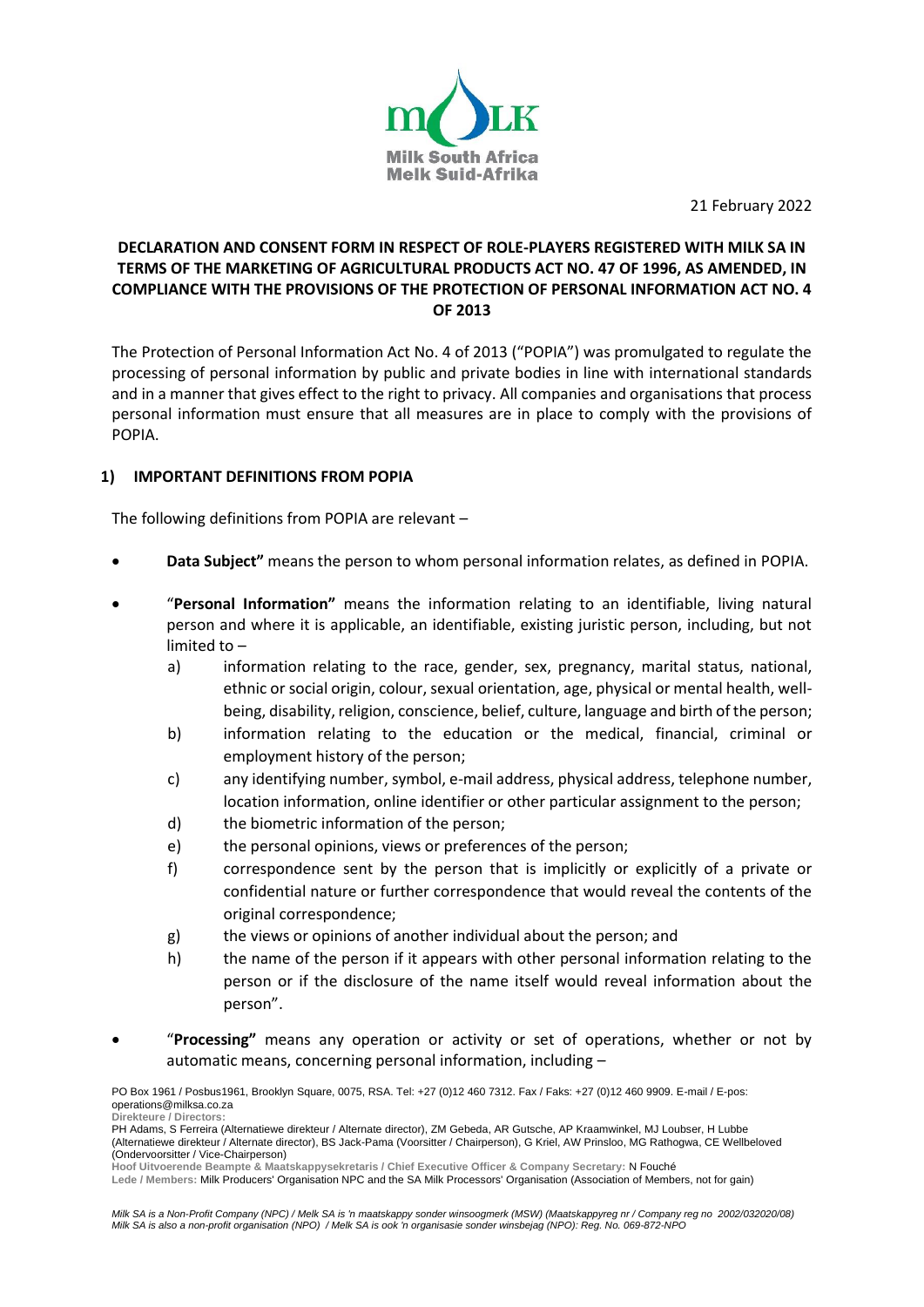21 February 2022

**DECLARATION AND CONSENT FORM IN RESPECT OF ROLE-PLAYERS REGISTERED WITH MILK SA IN TERMS OF THE MARKETING OF AGRICULTURAL PRODUCTS ACT NO. 47 OF 1996, AS AMENDED, IN COMPLIANCE WITH THE PROVISIONS OF THE PROTECTION OF PERSONAL INFORMATION ACT NO. 4 OF 2013**

The Protection of Personal Information Act No. 4 of 2013 ("POPIA") was promulgated to regulate the processing of personal information by public and private bodies in line with international standards and in a manner that gives effect to the right to privacy. All companies and organisations that process personal information must ensure that all measures are in place to comply with the provisions of POPIA.

## 1) IMPORTANT DEFINITIONS FROM POPIA

The following definitions from POPIA are relevant –

- **Data Subject"** means the person to whom personal information relates, as defined in POPIA.
- "**Personal Information"** means the information relating to an identifiable, living natural person and where it is applicable, an identifiable, existing juristic person, including, but not limited to –
  - a) information relating to the race, gender, sex, pregnancy, marital status, national, ethnic or social origin, colour, sexual orientation, age, physical or mental health, well-being, disability, religion, conscience, belief, culture, language and birth of the person;
  - b) information relating to the education or the medical, financial, criminal or employment history of the person;
  - c) any identifying number, symbol, e-mail address, physical address, telephone number, location information, online identifier or other particular assignment to the person;
  - d) the biometric information of the person;
  - e) the personal opinions, views or preferences of the person;
  - f) correspondence sent by the person that is implicitly or explicitly of a private or confidential nature or further correspondence that would reveal the contents of the original correspondence;
  - g) the views or opinions of another individual about the person; and
  - h) the name of the person if it appears with other personal information relating to the person or if the disclosure of the name itself would reveal information about the person".
- "**Processing"** means any operation or activity or set of operations, whether or not by automatic means, concerning personal information, including –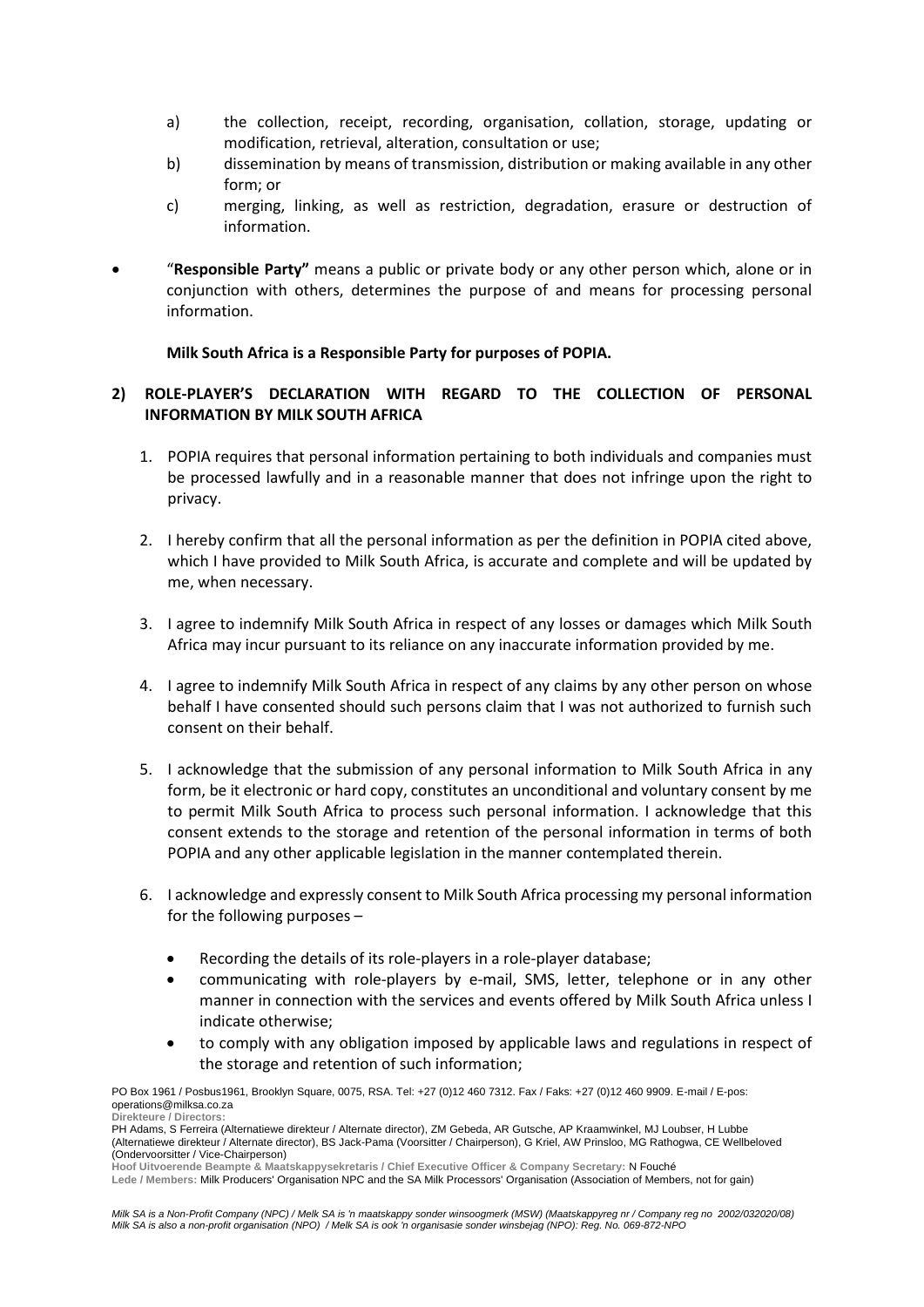a) the collection, receipt, recording, organisation, collation, storage, updating or modification, retrieval, alteration, consultation or use;

b) dissemination by means of transmission, distribution or making available in any other form; or

c) merging, linking, as well as restriction, degradation, erasure or destruction of information.

- "**Responsible Party"** means a public or private body or any other person which, alone or in conjunction with others, determines the purpose of and means for processing personal information.

  **Milk South Africa is a Responsible Party for purposes of POPIA.**

## 2) ROLE-PLAYER'S DECLARATION WITH REGARD TO THE COLLECTION OF PERSONAL INFORMATION BY MILK SOUTH AFRICA

1. POPIA requires that personal information pertaining to both individuals and companies must be processed lawfully and in a reasonable manner that does not infringe upon the right to privacy.

2. I hereby confirm that all the personal information as per the definition in POPIA cited above, which I have provided to Milk South Africa, is accurate and complete and will be updated by me, when necessary.

3. I agree to indemnify Milk South Africa in respect of any losses or damages which Milk South Africa may incur pursuant to its reliance on any inaccurate information provided by me.

4. I agree to indemnify Milk South Africa in respect of any claims by any other person on whose behalf I have consented should such persons claim that I was not authorized to furnish such consent on their behalf.

5. I acknowledge that the submission of any personal information to Milk South Africa in any form, be it electronic or hard copy, constitutes an unconditional and voluntary consent by me to permit Milk South Africa to process such personal information. I acknowledge that this consent extends to the storage and retention of the personal information in terms of both POPIA and any other applicable legislation in the manner contemplated therein.

6. I acknowledge and expressly consent to Milk South Africa processing my personal information for the following purposes –

   - Recording the details of its role-players in a role-player database;
   - communicating with role-players by e-mail, SMS, letter, telephone or in any other manner in connection with the services and events offered by Milk South Africa unless I indicate otherwise;
   - to comply with any obligation imposed by applicable laws and regulations in respect of the storage and retention of such information;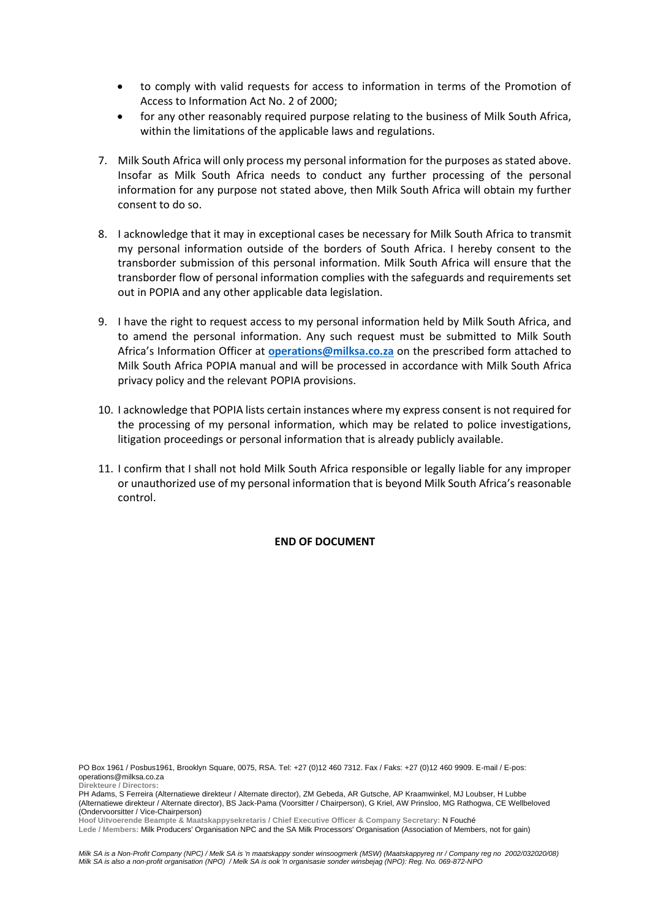- to comply with valid requests for access to information in terms of the Promotion of Access to Information Act No. 2 of 2000;
- for any other reasonably required purpose relating to the business of Milk South Africa, within the limitations of the applicable laws and regulations.

7. Milk South Africa will only process my personal information for the purposes as stated above. Insofar as Milk South Africa needs to conduct any further processing of the personal information for any purpose not stated above, then Milk South Africa will obtain my further consent to do so.

8. I acknowledge that it may in exceptional cases be necessary for Milk South Africa to transmit my personal information outside of the borders of South Africa. I hereby consent to the transborder submission of this personal information. Milk South Africa will ensure that the transborder flow of personal information complies with the safeguards and requirements set out in POPIA and any other applicable data legislation.

9. I have the right to request access to my personal information held by Milk South Africa, and to amend the personal information. Any such request must be submitted to Milk South Africa's Information Officer at **operations@milksa.co.za** on the prescribed form attached to Milk South Africa POPIA manual and will be processed in accordance with Milk South Africa privacy policy and the relevant POPIA provisions.

10. I acknowledge that POPIA lists certain instances where my express consent is not required for the processing of my personal information, which may be related to police investigations, litigation proceedings or personal information that is already publicly available.

11. I confirm that I shall not hold Milk South Africa responsible or legally liable for any improper or unauthorized use of my personal information that is beyond Milk South Africa's reasonable control.

**END OF DOCUMENT**